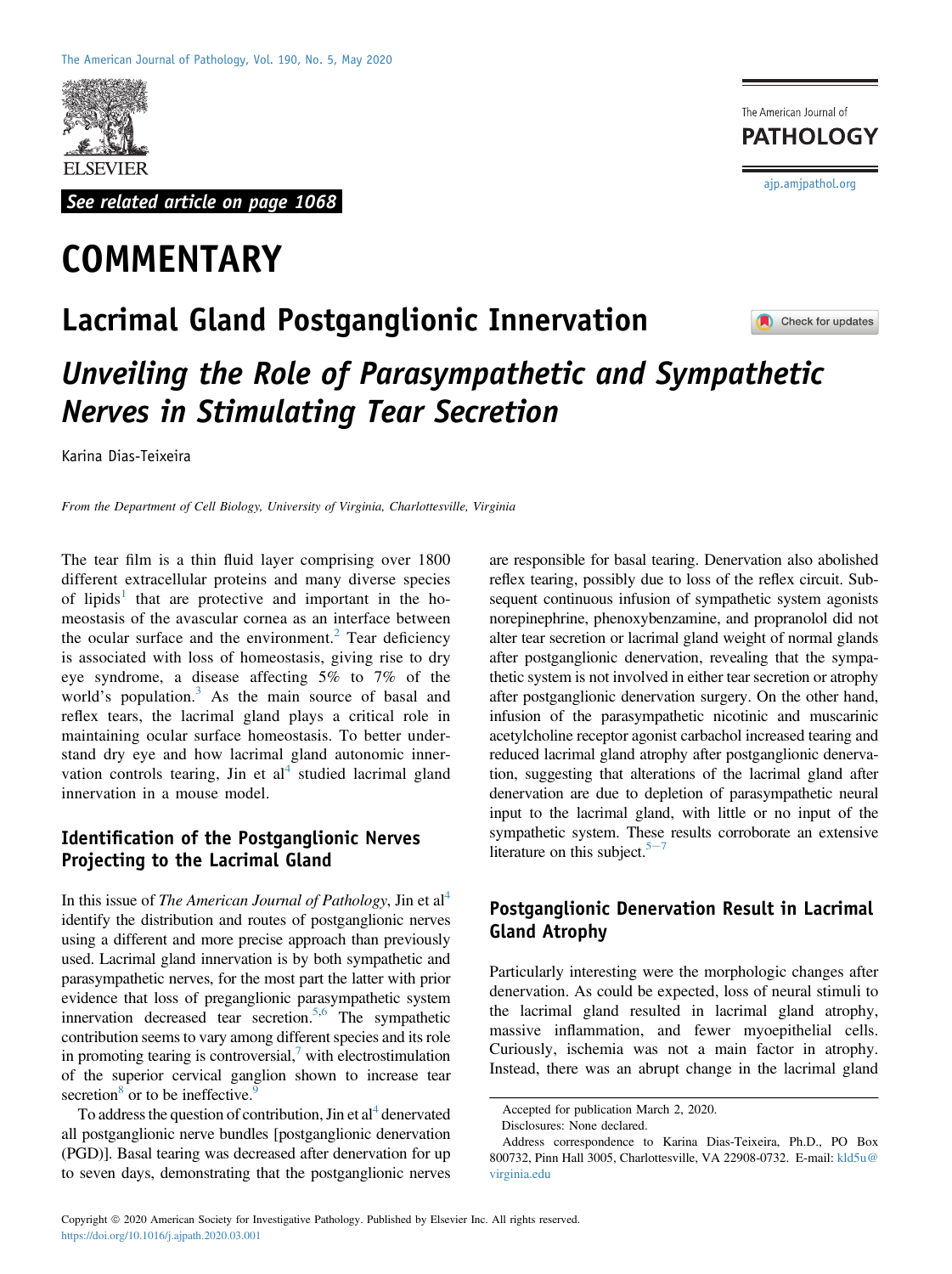See related article on page 1068

# COMMENTARY

## Lacrimal Gland Postganglionic Innervation

### *Unveiling the Role of Parasympathetic and Sympathetic Nerves in Stimulating Tear Secretion*

Karina Dias-Teixeira

*From the Department of Cell Biology, University of Virginia, Charlottesville, Virginia*

The tear film is a thin fluid layer comprising over 1800 different extracellular proteins and many diverse species of lipids[1] that are protective and important in the homeostasis of the avascular cornea as an interface between the ocular surface and the environment.[2] Tear deficiency is associated with loss of homeostasis, giving rise to dry eye syndrome, a disease affecting 5% to 7% of the world's population.[3] As the main source of basal and reflex tears, the lacrimal gland plays a critical role in maintaining ocular surface homeostasis. To better understand dry eye and how lacrimal gland autonomic innervation controls tearing, Jin et al[4] studied lacrimal gland innervation in a mouse model.

### Identification of the Postganglionic Nerves Projecting to the Lacrimal Gland

In this issue of *The American Journal of Pathology*, Jin et al[4] identify the distribution and routes of postganglionic nerves using a different and more precise approach than previously used. Lacrimal gland innervation is by both sympathetic and parasympathetic nerves, for the most part the latter with prior evidence that loss of preganglionic parasympathetic system innervation decreased tear secretion.[5,6] The sympathetic contribution seems to vary among different species and its role in promoting tearing is controversial,[7] with electrostimulation of the superior cervical ganglion shown to increase tear secretion[8] or to be ineffective.[9]

To address the question of contribution, Jin et al[4] denervated all postganglionic nerve bundles [postganglionic denervation (PGD)]. Basal tearing was decreased after denervation for up to seven days, demonstrating that the postganglionic nerves are responsible for basal tearing. Denervation also abolished reflex tearing, possibly due to loss of the reflex circuit. Subsequent continuous infusion of sympathetic system agonists norepinephrine, phenoxybenzamine, and propranolol did not alter tear secretion or lacrimal gland weight of normal glands after postganglionic denervation, revealing that the sympathetic system is not involved in either tear secretion or atrophy after postganglionic denervation surgery. On the other hand, infusion of the parasympathetic nicotinic and muscarinic acetylcholine receptor agonist carbachol increased tearing and reduced lacrimal gland atrophy after postganglionic denervation, suggesting that alterations of the lacrimal gland after denervation are due to depletion of parasympathetic neural input to the lacrimal gland, with little or no input of the sympathetic system. These results corroborate an extensive literature on this subject.[5–7]

### Postganglionic Denervation Result in Lacrimal Gland Atrophy

Particularly interesting were the morphologic changes after denervation. As could be expected, loss of neural stimuli to the lacrimal gland resulted in lacrimal gland atrophy, massive inflammation, and fewer myoepithelial cells. Curiously, ischemia was not a main factor in atrophy. Instead, there was an abrupt change in the lacrimal gland

Accepted for publication March 2, 2020.

Disclosures: None declared.

Address correspondence to Karina Dias-Teixeira, Ph.D., PO Box 800732, Pinn Hall 3005, Charlottesville, VA 22908-0732. E-mail: kld5u@virginia.edu

Copyright © 2020 American Society for Investigative Pathology. Published by Elsevier Inc. All rights reserved.
https://doi.org/10.1016/j.ajpath.2020.03.001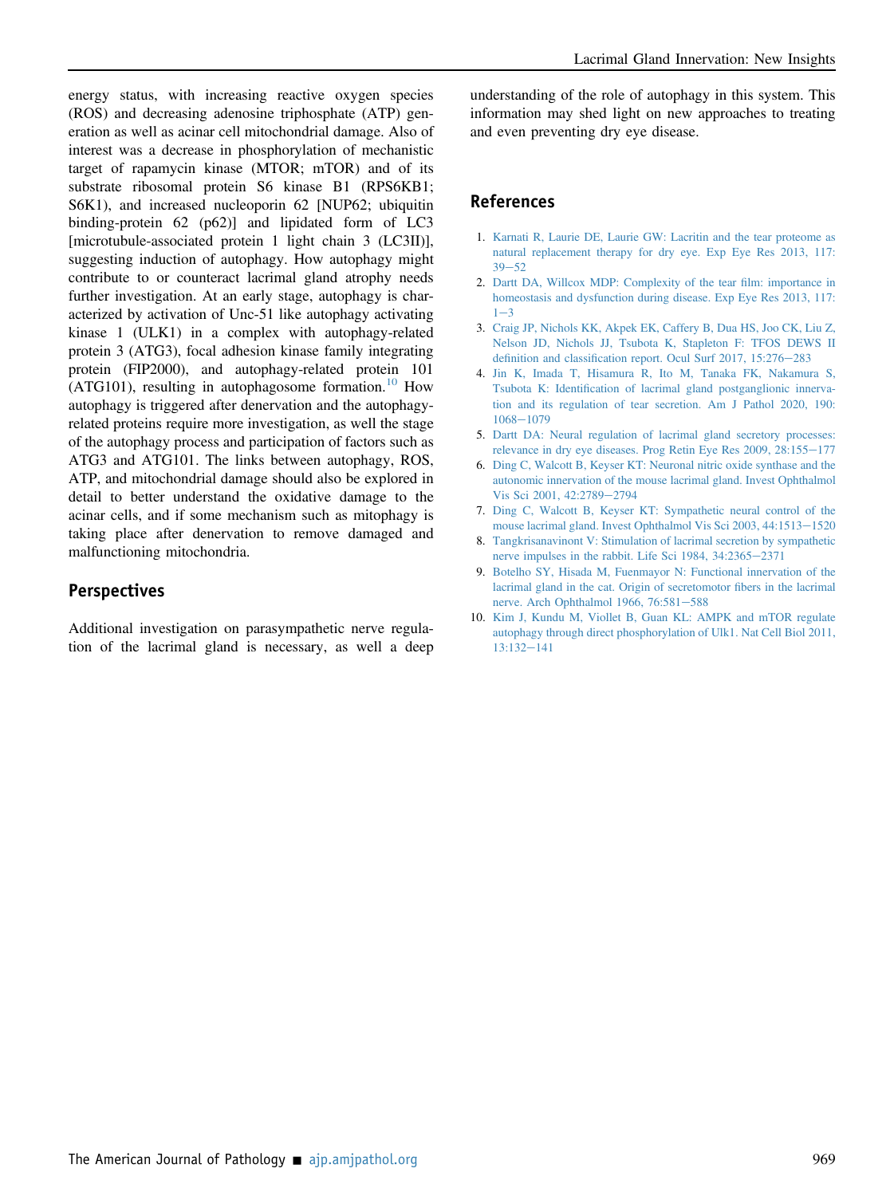energy status, with increasing reactive oxygen species (ROS) and decreasing adenosine triphosphate (ATP) generation as well as acinar cell mitochondrial damage. Also of interest was a decrease in phosphorylation of mechanistic target of rapamycin kinase (MTOR; mTOR) and of its substrate ribosomal protein S6 kinase B1 (RPS6KB1; S6K1), and increased nucleoporin 62 [NUP62; ubiquitin binding-protein 62 (p62)] and lipidated form of LC3 [microtubule-associated protein 1 light chain 3 (LC3II)], suggesting induction of autophagy. How autophagy might contribute to or counteract lacrimal gland atrophy needs further investigation. At an early stage, autophagy is characterized by activation of Unc-51 like autophagy activating kinase 1 (ULK1) in a complex with autophagy-related protein 3 (ATG3), focal adhesion kinase family integrating protein (FIP2000), and autophagy-related protein 101 (ATG101), resulting in autophagosome formation.[10] How autophagy is triggered after denervation and the autophagy-related proteins require more investigation, as well the stage of the autophagy process and participation of factors such as ATG3 and ATG101. The links between autophagy, ROS, ATP, and mitochondrial damage should also be explored in detail to better understand the oxidative damage to the acinar cells, and if some mechanism such as mitophagy is taking place after denervation to remove damaged and malfunctioning mitochondria.

## Perspectives

Additional investigation on parasympathetic nerve regulation of the lacrimal gland is necessary, as well a deep understanding of the role of autophagy in this system. This information may shed light on new approaches to treating and even preventing dry eye disease.

## References

1. Karnati R, Laurie DE, Laurie GW: Lacritin and the tear proteome as natural replacement therapy for dry eye. Exp Eye Res 2013, 117:39–52
2. Dartt DA, Willcox MDP: Complexity of the tear film: importance in homeostasis and dysfunction during disease. Exp Eye Res 2013, 117:1–3
3. Craig JP, Nichols KK, Akpek EK, Caffery B, Dua HS, Joo CK, Liu Z, Nelson JD, Nichols JJ, Tsubota K, Stapleton F: TFOS DEWS II definition and classification report. Ocul Surf 2017, 15:276–283
4. Jin K, Imada T, Hisamura R, Ito M, Tanaka FK, Nakamura S, Tsubota K: Identification of lacrimal gland postganglionic innervation and its regulation of tear secretion. Am J Pathol 2020, 190:1068–1079
5. Dartt DA: Neural regulation of lacrimal gland secretory processes: relevance in dry eye diseases. Prog Retin Eye Res 2009, 28:155–177
6. Ding C, Walcott B, Keyser KT: Neuronal nitric oxide synthase and the autonomic innervation of the mouse lacrimal gland. Invest Ophthalmol Vis Sci 2001, 42:2789–2794
7. Ding C, Walcott B, Keyser KT: Sympathetic neural control of the mouse lacrimal gland. Invest Ophthalmol Vis Sci 2003, 44:1513–1520
8. Tangkrisanavinont V: Stimulation of lacrimal secretion by sympathetic nerve impulses in the rabbit. Life Sci 1984, 34:2365–2371
9. Botelho SY, Hisada M, Fuenmayor N: Functional innervation of the lacrimal gland in the cat. Origin of secretomotor fibers in the lacrimal nerve. Arch Ophthalmol 1966, 76:581–588
10. Kim J, Kundu M, Viollet B, Guan KL: AMPK and mTOR regulate autophagy through direct phosphorylation of Ulk1. Nat Cell Biol 2011, 13:132–141